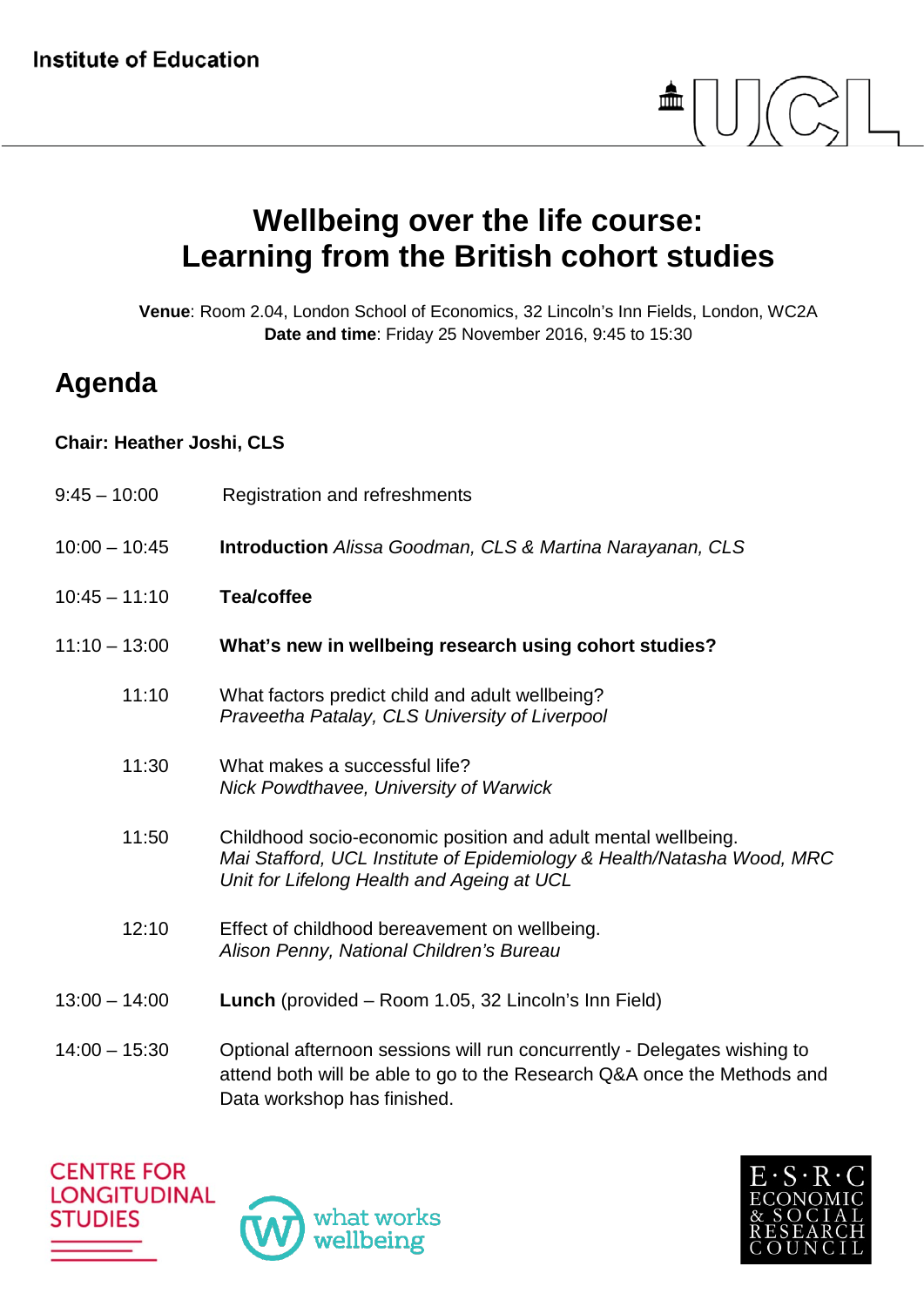Institute of Education

# Wellbeing over the life course: Learning from the British cohort studies

**Venue**: Room 2.04, London School of Economics, 32 Lincoln's Inn Fields, London, WC2A
**Date and time**: Friday 25 November 2016, 9:45 to 15:30

## Agenda

**Chair: Heather Joshi, CLS**

| | |
|---|---|
| 9:45 – 10:00 | Registration and refreshments |
| 10:00 – 10:45 | **Introduction** *Alissa Goodman, CLS & Martina Narayanan, CLS* |
| 10:45 – 11:10 | **Tea/coffee** |
| 11:10 – 13:00 | **What's new in wellbeing research using cohort studies?** |
| 11:10 | What factors predict child and adult wellbeing? *Praveetha Patalay, CLS University of Liverpool* |
| 11:30 | What makes a successful life? *Nick Powdthavee, University of Warwick* |
| 11:50 | Childhood socio-economic position and adult mental wellbeing. *Mai Stafford, UCL Institute of Epidemiology & Health/Natasha Wood, MRC Unit for Lifelong Health and Ageing at UCL* |
| 12:10 | Effect of childhood bereavement on wellbeing. *Alison Penny, National Children's Bureau* |
| 13:00 – 14:00 | **Lunch** (provided – Room 1.05, 32 Lincoln's Inn Field) |
| 14:00 – 15:30 | Optional afternoon sessions will run concurrently - Delegates wishing to attend both will be able to go to the Research Q&A once the Methods and Data workshop has finished. |

CENTRE FOR LONGITUDINAL STUDIES

what works wellbeing

E·S·R·C ECONOMIC & SOCIAL RESEARCH COUNCIL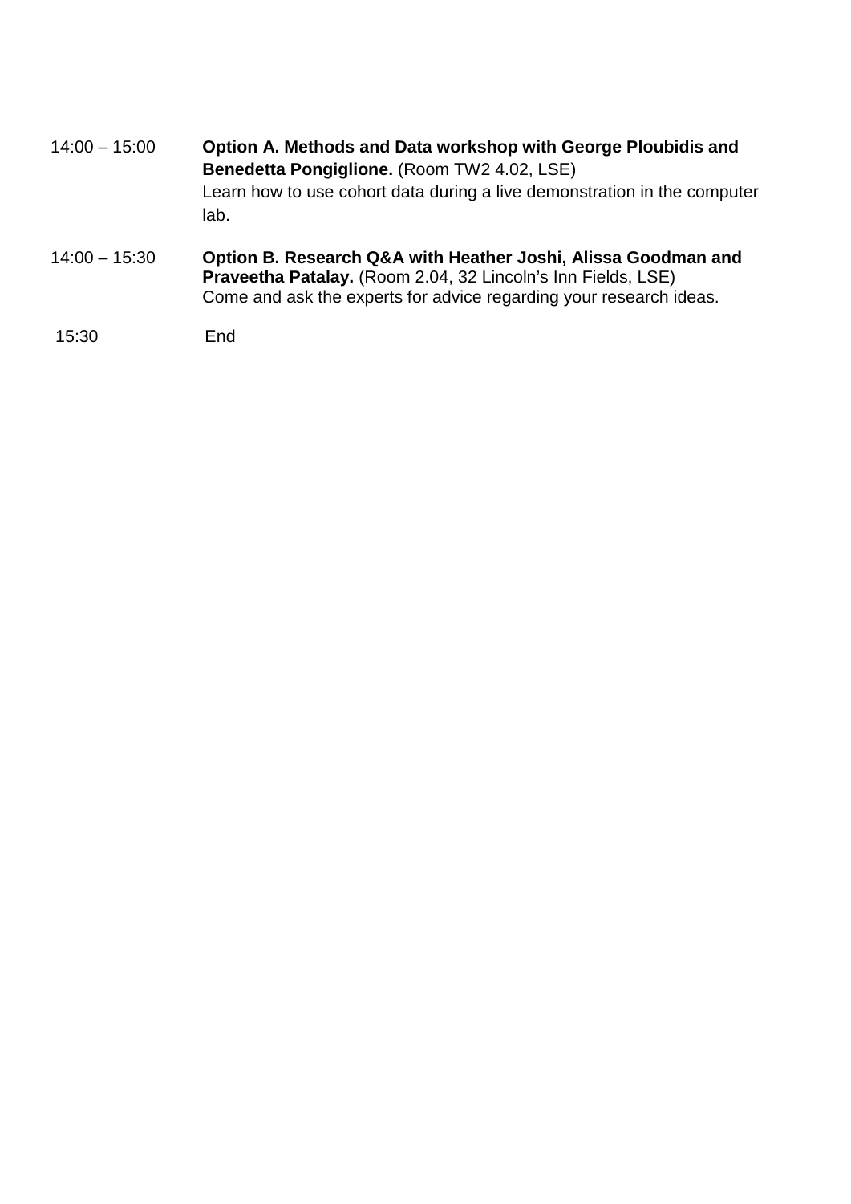| | |
|---|---|
| 14:00 – 15:00 | **Option A. Methods and Data workshop with George Ploubidis and Benedetta Pongiglione.** (Room TW2 4.02, LSE)<br>Learn how to use cohort data during a live demonstration in the computer lab. |
| 14:00 – 15:30 | **Option B. Research Q&A with Heather Joshi, Alissa Goodman and Praveetha Patalay.** (Room 2.04, 32 Lincoln's Inn Fields, LSE)<br>Come and ask the experts for advice regarding your research ideas. |
| 15:30 | End |